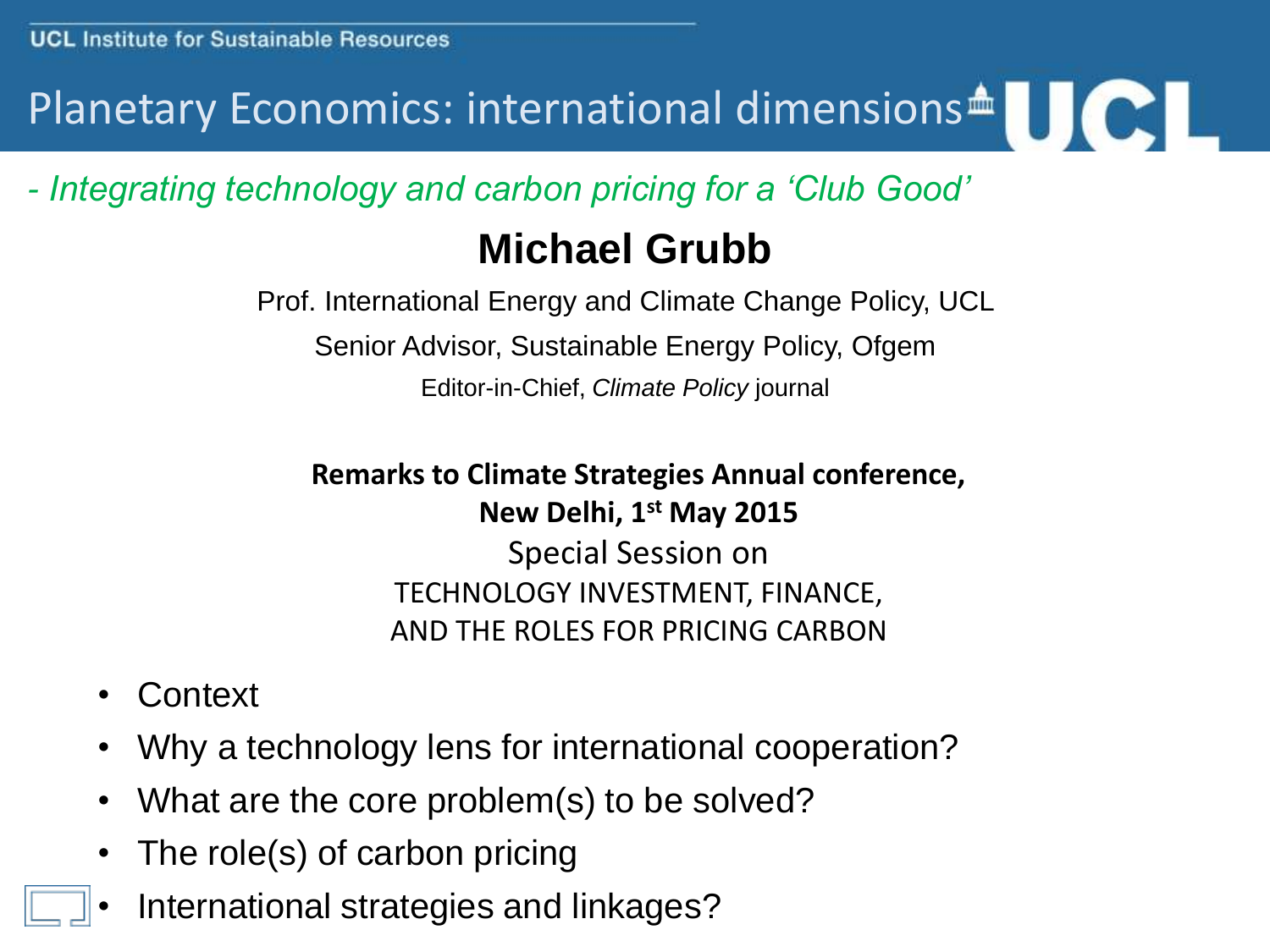UCL Institute for Sustainable Resources

# Planetary Economics: international dimensions

*- Integrating technology and carbon pricing for a 'Club Good'*

## Michael Grubb

Prof. International Energy and Climate Change Policy, UCL

Senior Advisor, Sustainable Energy Policy, Ofgem

Editor-in-Chief, *Climate Policy* journal

**Remarks to Climate Strategies Annual conference,**
**New Delhi, 1st May 2015**

Special Session on

TECHNOLOGY INVESTMENT, FINANCE,
AND THE ROLES FOR PRICING CARBON

- Context
- Why a technology lens for international cooperation?
- What are the core problem(s) to be solved?
- The role(s) of carbon pricing
- International strategies and linkages?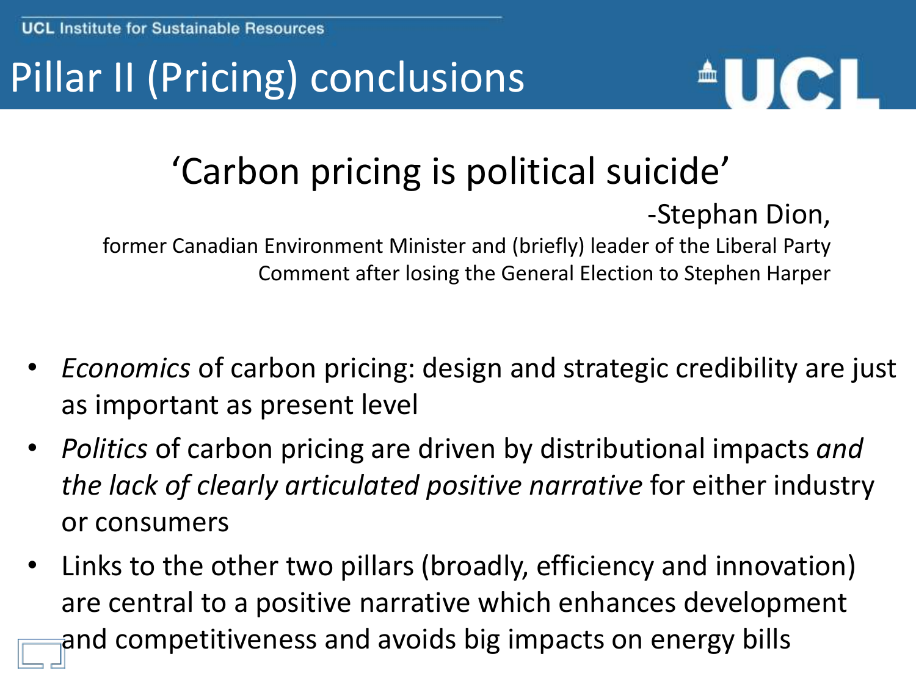# Pillar II (Pricing) conclusions

'Carbon pricing is political suicide'

-Stephan Dion,

former Canadian Environment Minister and (briefly) leader of the Liberal Party

Comment after losing the General Election to Stephen Harper

- *Economics* of carbon pricing: design and strategic credibility are just as important as present level
- *Politics* of carbon pricing are driven by distributional impacts *and the lack of clearly articulated positive narrative* for either industry or consumers
- Links to the other two pillars (broadly, efficiency and innovation) are central to a positive narrative which enhances development and competitiveness and avoids big impacts on energy bills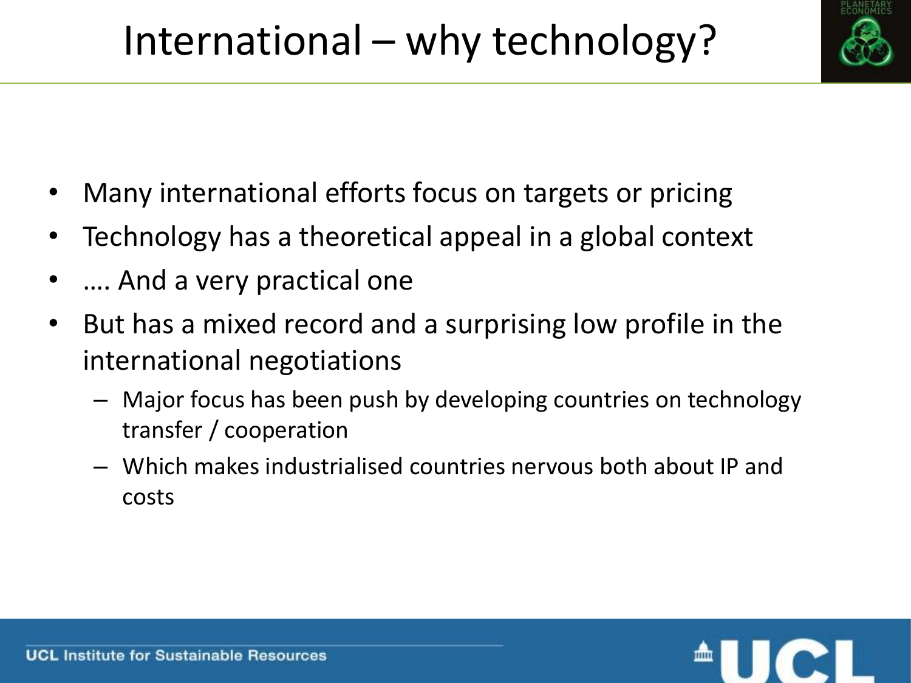# International – why technology?

- Many international efforts focus on targets or pricing
- Technology has a theoretical appeal in a global context
- …. And a very practical one
- But has a mixed record and a surprising low profile in the international negotiations
  - Major focus has been push by developing countries on technology transfer / cooperation
  - Which makes industrialised countries nervous both about IP and costs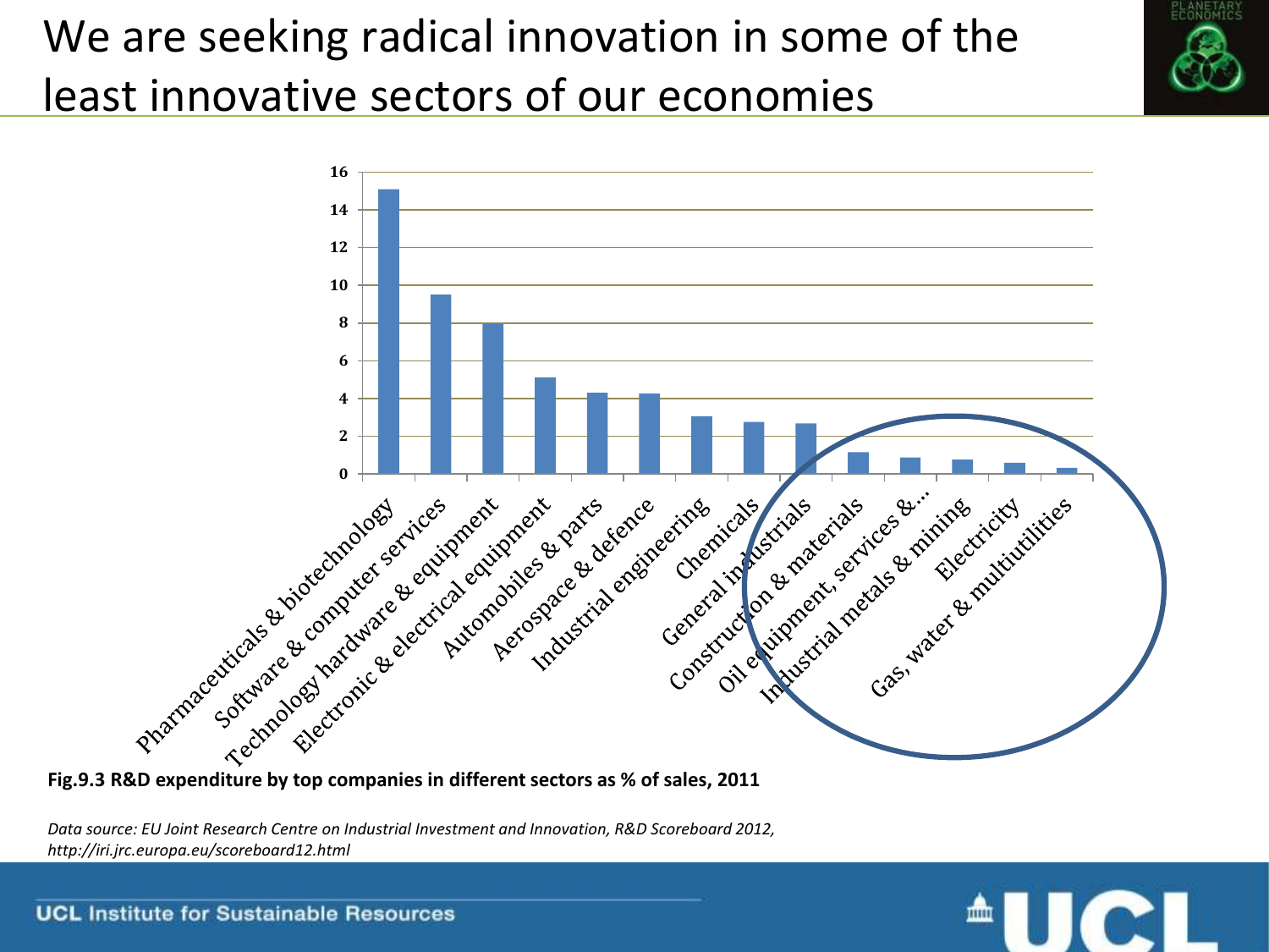# We are seeking radical innovation in some of the least innovative sectors of our economies

| Sector | R&D expenditure as % of sales |
|---|---|
| Pharmaceuticals & biotechnology | 15.1 |
| Software & computer services | 9.5 |
| Technology hardware & equipment | 8.0 |
| Electronic & electrical equipment | 5.1 |
| Automobiles & parts | 4.3 |
| Aerospace & defence | 4.3 |
| Industrial engineering | 3.1 |
| Chemicals | 2.8 |
| General industrials | 2.7 |
| Construction & materials | 1.1 |
| Oil equipment, services &... | 0.9 |
| Industrial metals & mining | 0.8 |
| Electricity | 0.6 |
| Gas, water & multiutilities | 0.3 |

**Fig.9.3 R&D expenditure by top companies in different sectors as % of sales, 2011**

*Data source: EU Joint Research Centre on Industrial Investment and Innovation, R&D Scoreboard 2012, http://iri.jrc.europa.eu/scoreboard12.html*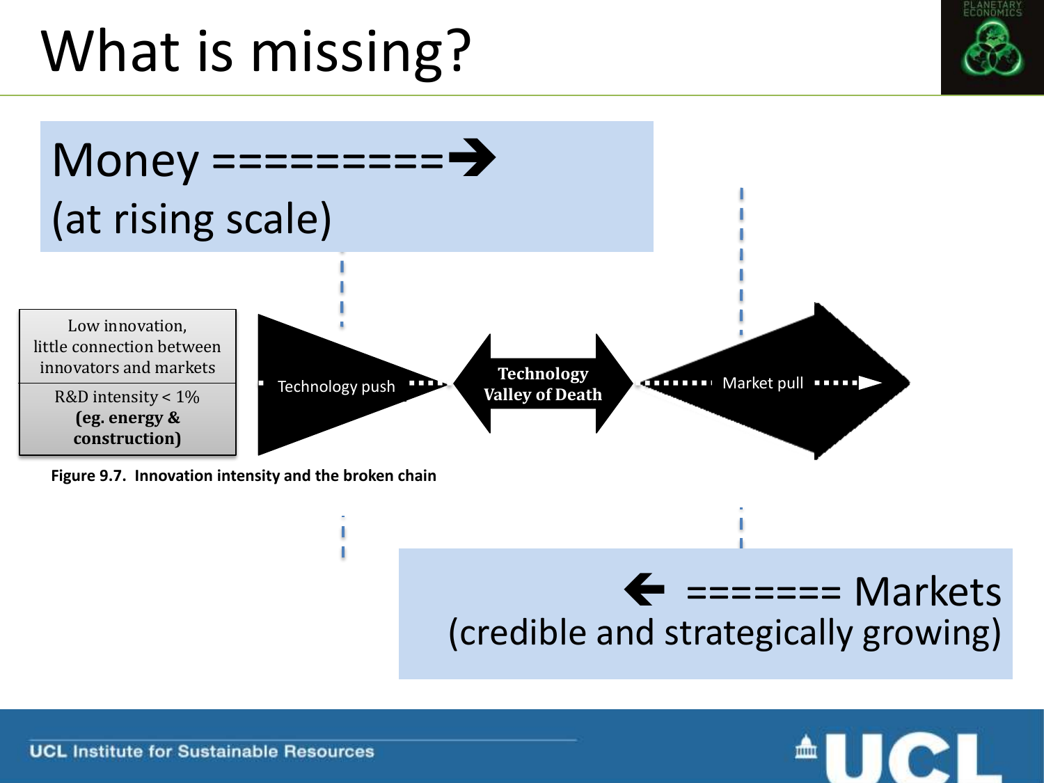# What is missing?

Money =========➔
(at rising scale)

| Low innovation, little connection between innovators and markets |
| --- |
| R&D intensity < 1% **(eg. energy & construction)** |

Technology push ▪▪▪▪ **Technology Valley of Death** ▪▪▪▪▪▪▪ Market pull ▪▪▪▪▶

**Figure 9.7. Innovation intensity and the broken chain**

🡐 ======= Markets
(credible and strategically growing)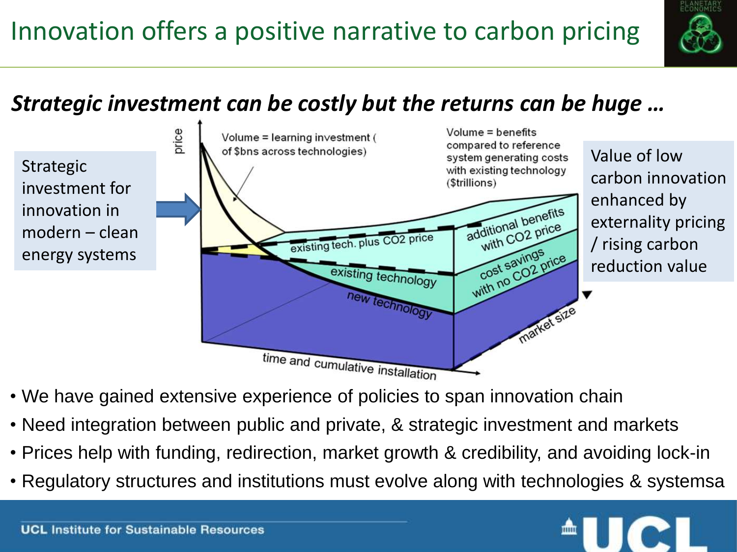# Innovation offers a positive narrative to carbon pricing

***Strategic investment can be costly but the returns can be huge …***

Strategic investment for innovation in modern – clean energy systems

Volume = learning investment ( of $bns across technologies)

Volume = benefits compared to reference system generating costs with existing technology ($trillions)

price

existing tech. plus $CO_2$ price

existing technology

new technology

additional benefits with $CO_2$ price

cost savings with no $CO_2$ price

market size

time and cumulative installation

Value of low carbon innovation enhanced by externality pricing / rising carbon reduction value

- We have gained extensive experience of policies to span innovation chain
- Need integration between public and private, & strategic investment and markets
- Prices help with funding, redirection, market growth & credibility, and avoiding lock-in
- Regulatory structures and institutions must evolve along with technologies & systemsa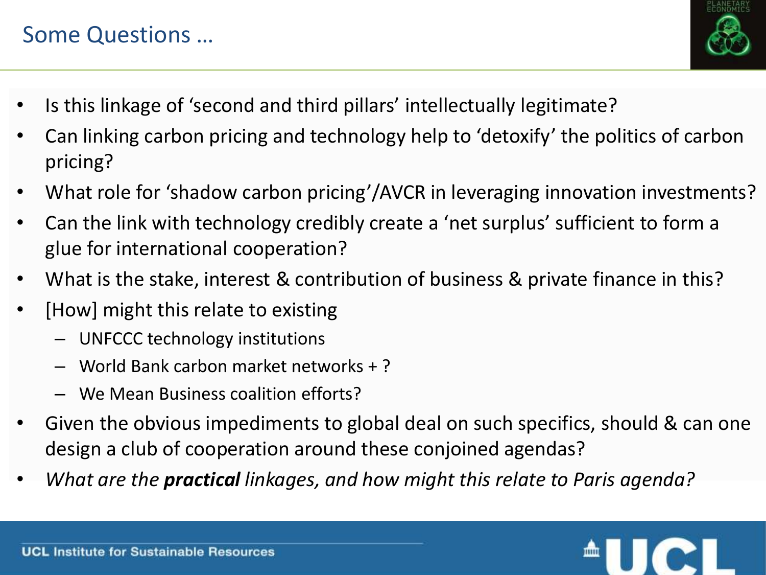## Some Questions …

- Is this linkage of 'second and third pillars' intellectually legitimate?
- Can linking carbon pricing and technology help to 'detoxify' the politics of carbon pricing?
- What role for 'shadow carbon pricing'/AVCR in leveraging innovation investments?
- Can the link with technology credibly create a 'net surplus' sufficient to form a glue for international cooperation?
- What is the stake, interest & contribution of business & private finance in this?
- [How] might this relate to existing
  - UNFCCC technology institutions
  - World Bank carbon market networks + ?
  - We Mean Business coalition efforts?
- Given the obvious impediments to global deal on such specifics, should & can one design a club of cooperation around these conjoined agendas?
- *What are the **practical** linkages, and how might this relate to Paris agenda?*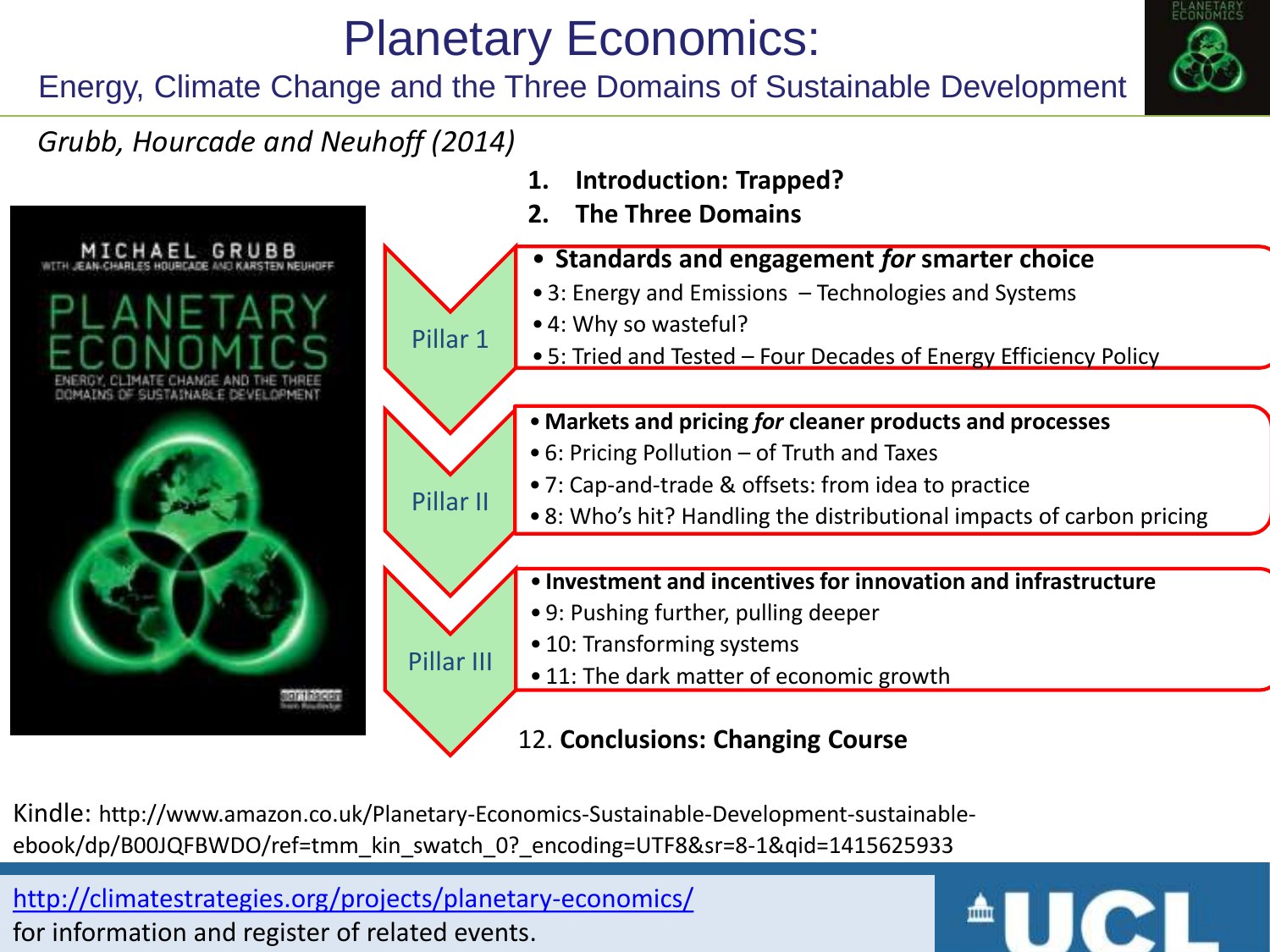# Planetary Economics:

## Energy, Climate Change and the Three Domains of Sustainable Development

*Grubb, Hourcade and Neuhoff (2014)*

1. **Introduction: Trapped?**
2. **The Three Domains**

Pillar 1

- **Standards and engagement *for* smarter choice**
- 3: Energy and Emissions – Technologies and Systems
- 4: Why so wasteful?
- 5: Tried and Tested – Four Decades of Energy Efficiency Policy

Pillar II

- **Markets and pricing *for* cleaner products and processes**
- 6: Pricing Pollution – of Truth and Taxes
- 7: Cap-and-trade & offsets: from idea to practice
- 8: Who's hit? Handling the distributional impacts of carbon pricing

Pillar III

- **Investment and incentives for innovation and infrastructure**
- 9: Pushing further, pulling deeper
- 10: Transforming systems
- 11: The dark matter of economic growth

12. **Conclusions: Changing Course**

Kindle: http://www.amazon.co.uk/Planetary-Economics-Sustainable-Development-sustainable-ebook/dp/B00JQFBWDO/ref=tmm_kin_swatch_0?_encoding=UTF8&sr=8-1&qid=1415625933

http://climatestrategies.org/projects/planetary-economics/
for information and register of related events.